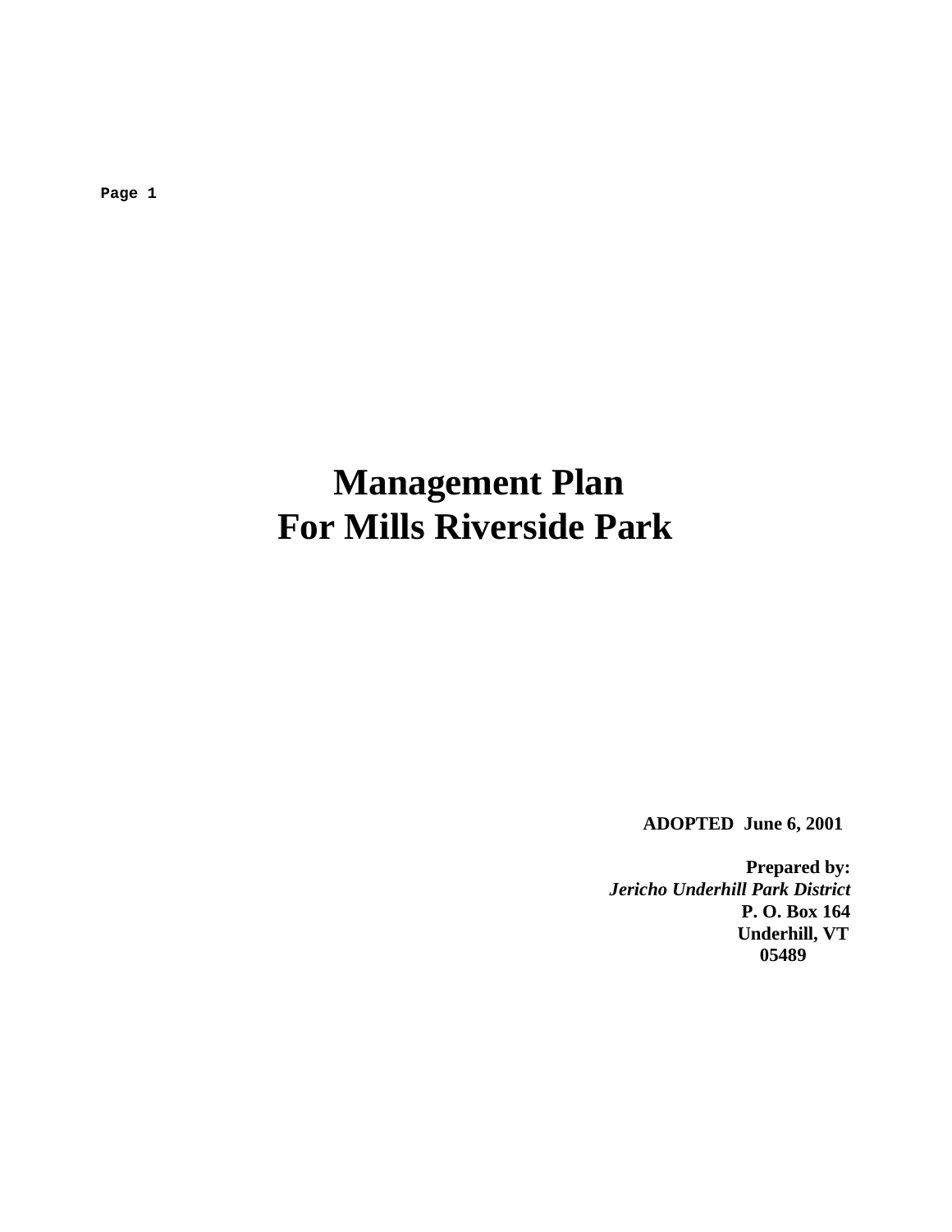# Management Plan
# For Mills Riverside Park

**ADOPTED June 6, 2001**

**Prepared by:**
***Jericho Underhill Park District***
**P. O. Box 164**
**Underhill, VT**
**05489**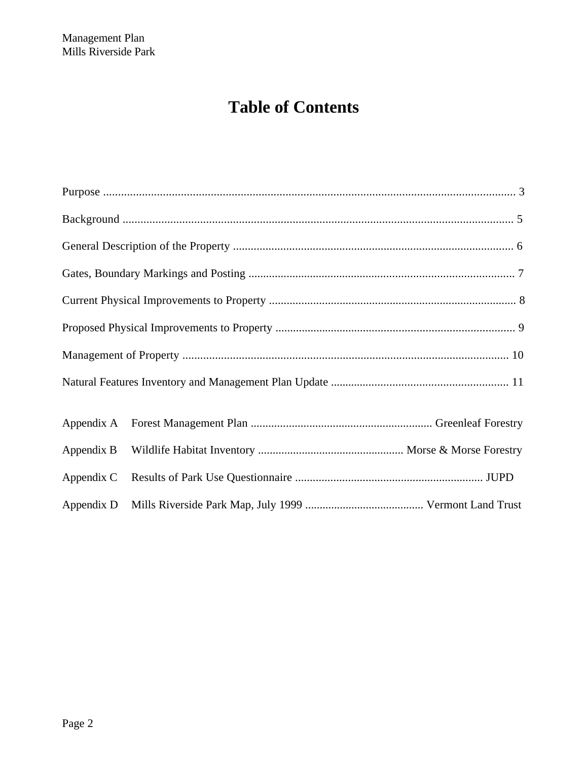# Table of Contents

Purpose ........................................................................................................................................ 3

Background .................................................................................................................................. 5

General Description of the Property .............................................................................................. 6

Gates, Boundary Markings and Posting ......................................................................................... 7

Current Physical Improvements to Property ................................................................................... 8

Proposed Physical Improvements to Property ................................................................................ 9

Management of Property ............................................................................................................. 10

Natural Features Inventory and Management Plan Update ........................................................... 11

Appendix A    Forest Management Plan ............................................................ Greenleaf Forestry

Appendix B    Wildlife Habitat Inventory ................................................. Morse & Morse Forestry

Appendix C    Results of Park Use Questionnaire ............................................................... JUPD

Appendix D    Mills Riverside Park Map, July 1999 ........................................ Vermont Land Trust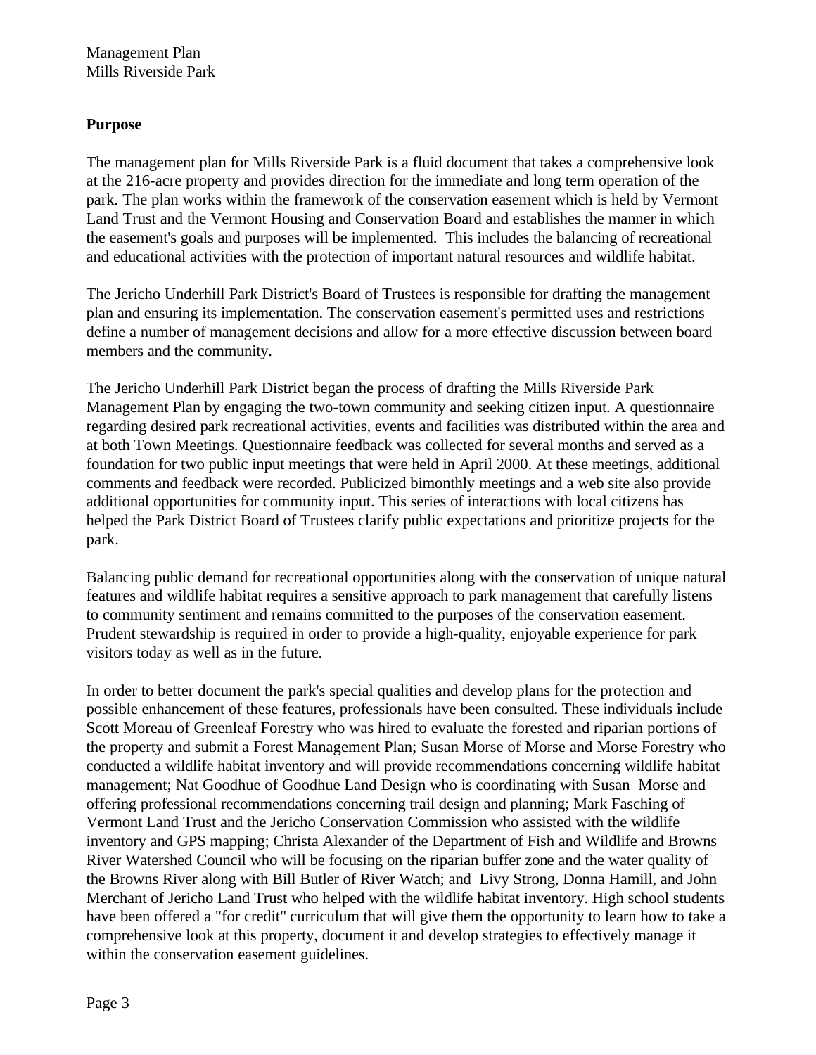## Purpose

The management plan for Mills Riverside Park is a fluid document that takes a comprehensive look at the 216-acre property and provides direction for the immediate and long term operation of the park. The plan works within the framework of the conservation easement which is held by Vermont Land Trust and the Vermont Housing and Conservation Board and establishes the manner in which the easement's goals and purposes will be implemented. This includes the balancing of recreational and educational activities with the protection of important natural resources and wildlife habitat.

The Jericho Underhill Park District's Board of Trustees is responsible for drafting the management plan and ensuring its implementation. The conservation easement's permitted uses and restrictions define a number of management decisions and allow for a more effective discussion between board members and the community.

The Jericho Underhill Park District began the process of drafting the Mills Riverside Park Management Plan by engaging the two-town community and seeking citizen input. A questionnaire regarding desired park recreational activities, events and facilities was distributed within the area and at both Town Meetings. Questionnaire feedback was collected for several months and served as a foundation for two public input meetings that were held in April 2000. At these meetings, additional comments and feedback were recorded. Publicized bimonthly meetings and a web site also provide additional opportunities for community input. This series of interactions with local citizens has helped the Park District Board of Trustees clarify public expectations and prioritize projects for the park.

Balancing public demand for recreational opportunities along with the conservation of unique natural features and wildlife habitat requires a sensitive approach to park management that carefully listens to community sentiment and remains committed to the purposes of the conservation easement. Prudent stewardship is required in order to provide a high-quality, enjoyable experience for park visitors today as well as in the future.

In order to better document the park's special qualities and develop plans for the protection and possible enhancement of these features, professionals have been consulted. These individuals include Scott Moreau of Greenleaf Forestry who was hired to evaluate the forested and riparian portions of the property and submit a Forest Management Plan; Susan Morse of Morse and Morse Forestry who conducted a wildlife habitat inventory and will provide recommendations concerning wildlife habitat management; Nat Goodhue of Goodhue Land Design who is coordinating with Susan Morse and offering professional recommendations concerning trail design and planning; Mark Fasching of Vermont Land Trust and the Jericho Conservation Commission who assisted with the wildlife inventory and GPS mapping; Christa Alexander of the Department of Fish and Wildlife and Browns River Watershed Council who will be focusing on the riparian buffer zone and the water quality of the Browns River along with Bill Butler of River Watch; and Livy Strong, Donna Hamill, and John Merchant of Jericho Land Trust who helped with the wildlife habitat inventory. High school students have been offered a "for credit" curriculum that will give them the opportunity to learn how to take a comprehensive look at this property, document it and develop strategies to effectively manage it within the conservation easement guidelines.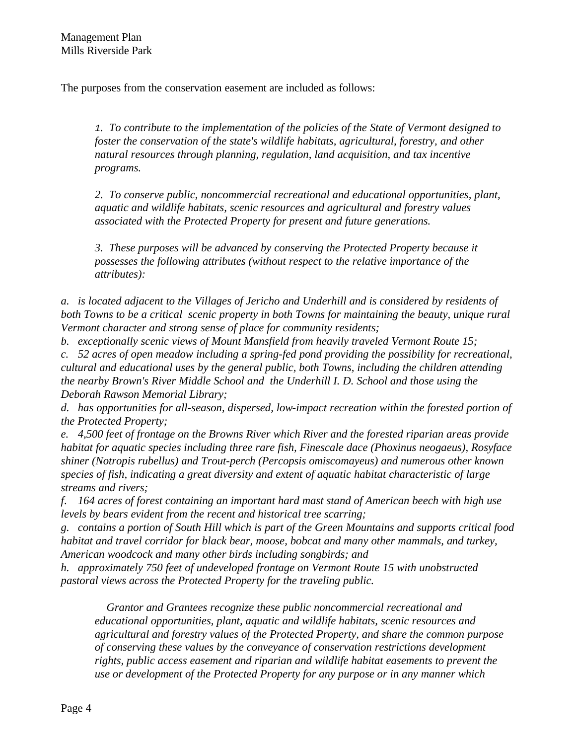The purposes from the conservation easement are included as follows:

> *1. To contribute to the implementation of the policies of the State of Vermont designed to foster the conservation of the state's wildlife habitats, agricultural, forestry, and other natural resources through planning, regulation, land acquisition, and tax incentive programs.*
>
> *2. To conserve public, noncommercial recreational and educational opportunities, plant, aquatic and wildlife habitats, scenic resources and agricultural and forestry values associated with the Protected Property for present and future generations.*
>
> *3. These purposes will be advanced by conserving the Protected Property because it possesses the following attributes (without respect to the relative importance of the attributes):*

*a. is located adjacent to the Villages of Jericho and Underhill and is considered by residents of both Towns to be a critical scenic property in both Towns for maintaining the beauty, unique rural Vermont character and strong sense of place for community residents;*
*b. exceptionally scenic views of Mount Mansfield from heavily traveled Vermont Route 15;*
*c. 52 acres of open meadow including a spring-fed pond providing the possibility for recreational, cultural and educational uses by the general public, both Towns, including the children attending the nearby Brown's River Middle School and the Underhill I. D. School and those using the Deborah Rawson Memorial Library;*
*d. has opportunities for all-season, dispersed, low-impact recreation within the forested portion of the Protected Property;*
*e. 4,500 feet of frontage on the Browns River which River and the forested riparian areas provide habitat for aquatic species including three rare fish, Finescale dace (Phoxinus neogaeus), Rosyface shiner (Notropis rubellus) and Trout-perch (Percopsis omiscomayeus) and numerous other known species of fish, indicating a great diversity and extent of aquatic habitat characteristic of large streams and rivers;*
*f. 164 acres of forest containing an important hard mast stand of American beech with high use levels by bears evident from the recent and historical tree scarring;*
*g. contains a portion of South Hill which is part of the Green Mountains and supports critical food habitat and travel corridor for black bear, moose, bobcat and many other mammals, and turkey, American woodcock and many other birds including songbirds; and*
*h. approximately 750 feet of undeveloped frontage on Vermont Route 15 with unobstructed pastoral views across the Protected Property for the traveling public.*

> *Grantor and Grantees recognize these public noncommercial recreational and educational opportunities, plant, aquatic and wildlife habitats, scenic resources and agricultural and forestry values of the Protected Property, and share the common purpose of conserving these values by the conveyance of conservation restrictions development rights, public access easement and riparian and wildlife habitat easements to prevent the use or development of the Protected Property for any purpose or in any manner which*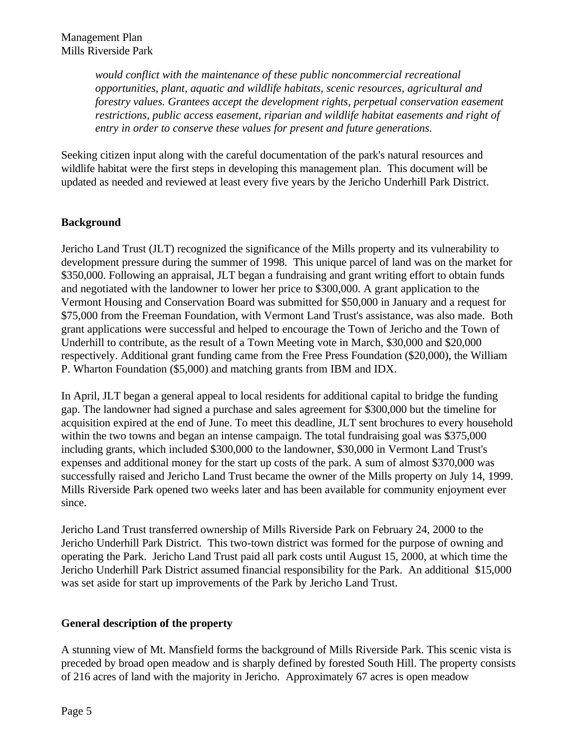*would conflict with the maintenance of these public noncommercial recreational opportunities, plant, aquatic and wildlife habitats, scenic resources, agricultural and forestry values. Grantees accept the development rights, perpetual conservation easement restrictions, public access easement, riparian and wildlife habitat easements and right of entry in order to conserve these values for present and future generations.*

Seeking citizen input along with the careful documentation of the park's natural resources and wildlife habitat were the first steps in developing this management plan. This document will be updated as needed and reviewed at least every five years by the Jericho Underhill Park District.

**Background**

Jericho Land Trust (JLT) recognized the significance of the Mills property and its vulnerability to development pressure during the summer of 1998. This unique parcel of land was on the market for $350,000. Following an appraisal, JLT began a fundraising and grant writing effort to obtain funds and negotiated with the landowner to lower her price to $300,000. A grant application to the Vermont Housing and Conservation Board was submitted for $50,000 in January and a request for $75,000 from the Freeman Foundation, with Vermont Land Trust's assistance, was also made. Both grant applications were successful and helped to encourage the Town of Jericho and the Town of Underhill to contribute, as the result of a Town Meeting vote in March, $30,000 and $20,000 respectively. Additional grant funding came from the Free Press Foundation ($20,000), the William P. Wharton Foundation ($5,000) and matching grants from IBM and IDX.

In April, JLT began a general appeal to local residents for additional capital to bridge the funding gap. The landowner had signed a purchase and sales agreement for $300,000 but the timeline for acquisition expired at the end of June. To meet this deadline, JLT sent brochures to every household within the two towns and began an intense campaign. The total fundraising goal was $375,000 including grants, which included $300,000 to the landowner, $30,000 in Vermont Land Trust's expenses and additional money for the start up costs of the park. A sum of almost $370,000 was successfully raised and Jericho Land Trust became the owner of the Mills property on July 14, 1999. Mills Riverside Park opened two weeks later and has been available for community enjoyment ever since.

Jericho Land Trust transferred ownership of Mills Riverside Park on February 24, 2000 to the Jericho Underhill Park District. This two-town district was formed for the purpose of owning and operating the Park. Jericho Land Trust paid all park costs until August 15, 2000, at which time the Jericho Underhill Park District assumed financial responsibility for the Park. An additional $15,000 was set aside for start up improvements of the Park by Jericho Land Trust.

**General description of the property**

A stunning view of Mt. Mansfield forms the background of Mills Riverside Park. This scenic vista is preceded by broad open meadow and is sharply defined by forested South Hill. The property consists of 216 acres of land with the majority in Jericho. Approximately 67 acres is open meadow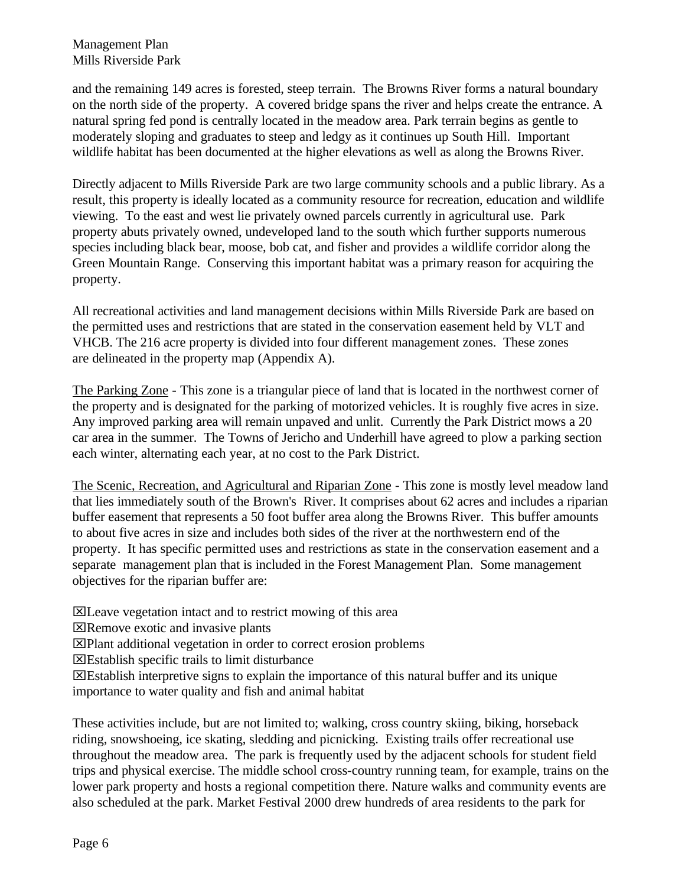and the remaining 149 acres is forested, steep terrain. The Browns River forms a natural boundary on the north side of the property. A covered bridge spans the river and helps create the entrance. A natural spring fed pond is centrally located in the meadow area. Park terrain begins as gentle to moderately sloping and graduates to steep and ledgy as it continues up South Hill. Important wildlife habitat has been documented at the higher elevations as well as along the Browns River.

Directly adjacent to Mills Riverside Park are two large community schools and a public library. As a result, this property is ideally located as a community resource for recreation, education and wildlife viewing. To the east and west lie privately owned parcels currently in agricultural use. Park property abuts privately owned, undeveloped land to the south which further supports numerous species including black bear, moose, bob cat, and fisher and provides a wildlife corridor along the Green Mountain Range. Conserving this important habitat was a primary reason for acquiring the property.

All recreational activities and land management decisions within Mills Riverside Park are based on the permitted uses and restrictions that are stated in the conservation easement held by VLT and VHCB. The 216 acre property is divided into four different management zones. These zones are delineated in the property map (Appendix A).

<u>The Parking Zone</u> - This zone is a triangular piece of land that is located in the northwest corner of the property and is designated for the parking of motorized vehicles. It is roughly five acres in size. Any improved parking area will remain unpaved and unlit. Currently the Park District mows a 20 car area in the summer. The Towns of Jericho and Underhill have agreed to plow a parking section each winter, alternating each year, at no cost to the Park District.

<u>The Scenic, Recreation, and Agricultural and Riparian Zone</u> - This zone is mostly level meadow land that lies immediately south of the Brown's River. It comprises about 62 acres and includes a riparian buffer easement that represents a 50 foot buffer area along the Browns River. This buffer amounts to about five acres in size and includes both sides of the river at the northwestern end of the property. It has specific permitted uses and restrictions as state in the conservation easement and a separate management plan that is included in the Forest Management Plan. Some management objectives for the riparian buffer are:

- Leave vegetation intact and to restrict mowing of this area
- Remove exotic and invasive plants
- Plant additional vegetation in order to correct erosion problems
- Establish specific trails to limit disturbance
- Establish interpretive signs to explain the importance of this natural buffer and its unique importance to water quality and fish and animal habitat

These activities include, but are not limited to; walking, cross country skiing, biking, horseback riding, snowshoeing, ice skating, sledding and picnicking. Existing trails offer recreational use throughout the meadow area. The park is frequently used by the adjacent schools for student field trips and physical exercise. The middle school cross-country running team, for example, trains on the lower park property and hosts a regional competition there. Nature walks and community events are also scheduled at the park. Market Festival 2000 drew hundreds of area residents to the park for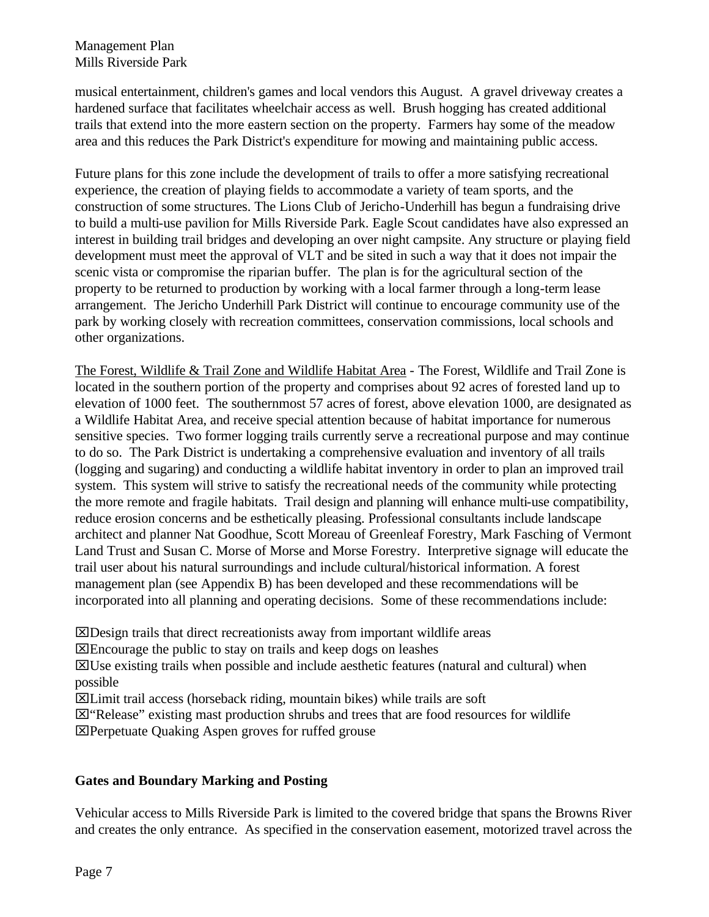musical entertainment, children's games and local vendors this August. A gravel driveway creates a hardened surface that facilitates wheelchair access as well. Brush hogging has created additional trails that extend into the more eastern section on the property. Farmers hay some of the meadow area and this reduces the Park District's expenditure for mowing and maintaining public access.

Future plans for this zone include the development of trails to offer a more satisfying recreational experience, the creation of playing fields to accommodate a variety of team sports, and the construction of some structures. The Lions Club of Jericho-Underhill has begun a fundraising drive to build a multi-use pavilion for Mills Riverside Park. Eagle Scout candidates have also expressed an interest in building trail bridges and developing an over night campsite. Any structure or playing field development must meet the approval of VLT and be sited in such a way that it does not impair the scenic vista or compromise the riparian buffer. The plan is for the agricultural section of the property to be returned to production by working with a local farmer through a long-term lease arrangement. The Jericho Underhill Park District will continue to encourage community use of the park by working closely with recreation committees, conservation commissions, local schools and other organizations.

<u>The Forest, Wildlife & Trail Zone and Wildlife Habitat Area</u> - The Forest, Wildlife and Trail Zone is located in the southern portion of the property and comprises about 92 acres of forested land up to elevation of 1000 feet. The southernmost 57 acres of forest, above elevation 1000, are designated as a Wildlife Habitat Area, and receive special attention because of habitat importance for numerous sensitive species. Two former logging trails currently serve a recreational purpose and may continue to do so. The Park District is undertaking a comprehensive evaluation and inventory of all trails (logging and sugaring) and conducting a wildlife habitat inventory in order to plan an improved trail system. This system will strive to satisfy the recreational needs of the community while protecting the more remote and fragile habitats. Trail design and planning will enhance multi-use compatibility, reduce erosion concerns and be esthetically pleasing. Professional consultants include landscape architect and planner Nat Goodhue, Scott Moreau of Greenleaf Forestry, Mark Fasching of Vermont Land Trust and Susan C. Morse of Morse and Morse Forestry. Interpretive signage will educate the trail user about his natural surroundings and include cultural/historical information. A forest management plan (see Appendix B) has been developed and these recommendations will be incorporated into all planning and operating decisions. Some of these recommendations include:

☒Design trails that direct recreationists away from important wildlife areas
☒Encourage the public to stay on trails and keep dogs on leashes
☒Use existing trails when possible and include aesthetic features (natural and cultural) when possible
☒Limit trail access (horseback riding, mountain bikes) while trails are soft
☒"Release" existing mast production shrubs and trees that are food resources for wildlife
☒Perpetuate Quaking Aspen groves for ruffed grouse

## Gates and Boundary Marking and Posting

Vehicular access to Mills Riverside Park is limited to the covered bridge that spans the Browns River and creates the only entrance. As specified in the conservation easement, motorized travel across the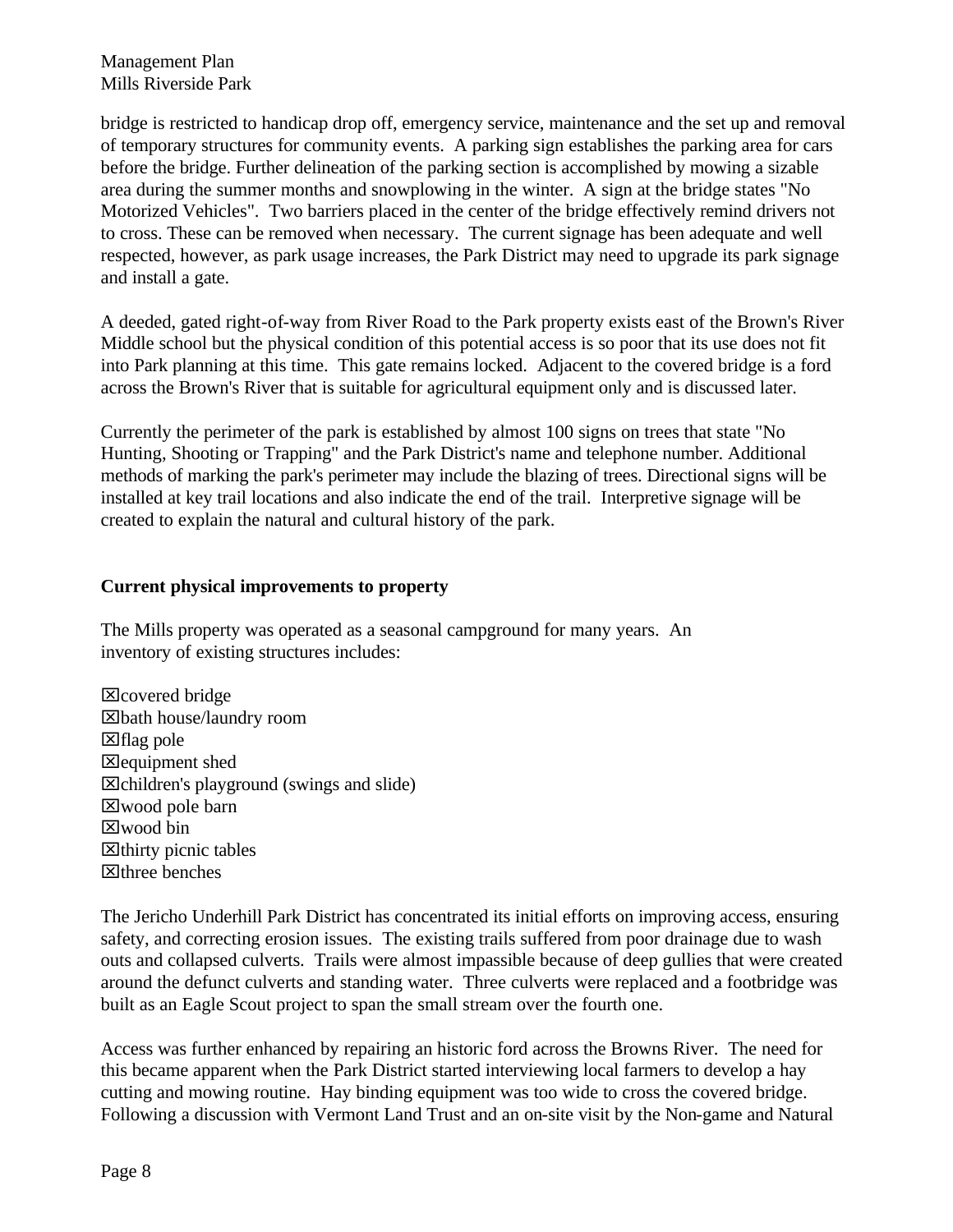bridge is restricted to handicap drop off, emergency service, maintenance and the set up and removal of temporary structures for community events. A parking sign establishes the parking area for cars before the bridge. Further delineation of the parking section is accomplished by mowing a sizable area during the summer months and snowplowing in the winter. A sign at the bridge states "No Motorized Vehicles". Two barriers placed in the center of the bridge effectively remind drivers not to cross. These can be removed when necessary. The current signage has been adequate and well respected, however, as park usage increases, the Park District may need to upgrade its park signage and install a gate.

A deeded, gated right-of-way from River Road to the Park property exists east of the Brown's River Middle school but the physical condition of this potential access is so poor that its use does not fit into Park planning at this time. This gate remains locked. Adjacent to the covered bridge is a ford across the Brown's River that is suitable for agricultural equipment only and is discussed later.

Currently the perimeter of the park is established by almost 100 signs on trees that state "No Hunting, Shooting or Trapping" and the Park District's name and telephone number. Additional methods of marking the park's perimeter may include the blazing of trees. Directional signs will be installed at key trail locations and also indicate the end of the trail. Interpretive signage will be created to explain the natural and cultural history of the park.

**Current physical improvements to property**

The Mills property was operated as a seasonal campground for many years. An inventory of existing structures includes:

- ☒covered bridge
- ☒bath house/laundry room
- ☒flag pole
- ☒equipment shed
- ☒children's playground (swings and slide)
- ☒wood pole barn
- ☒wood bin
- ☒thirty picnic tables
- ☒three benches

The Jericho Underhill Park District has concentrated its initial efforts on improving access, ensuring safety, and correcting erosion issues. The existing trails suffered from poor drainage due to wash outs and collapsed culverts. Trails were almost impassible because of deep gullies that were created around the defunct culverts and standing water. Three culverts were replaced and a footbridge was built as an Eagle Scout project to span the small stream over the fourth one.

Access was further enhanced by repairing an historic ford across the Browns River. The need for this became apparent when the Park District started interviewing local farmers to develop a hay cutting and mowing routine. Hay binding equipment was too wide to cross the covered bridge. Following a discussion with Vermont Land Trust and an on-site visit by the Non-game and Natural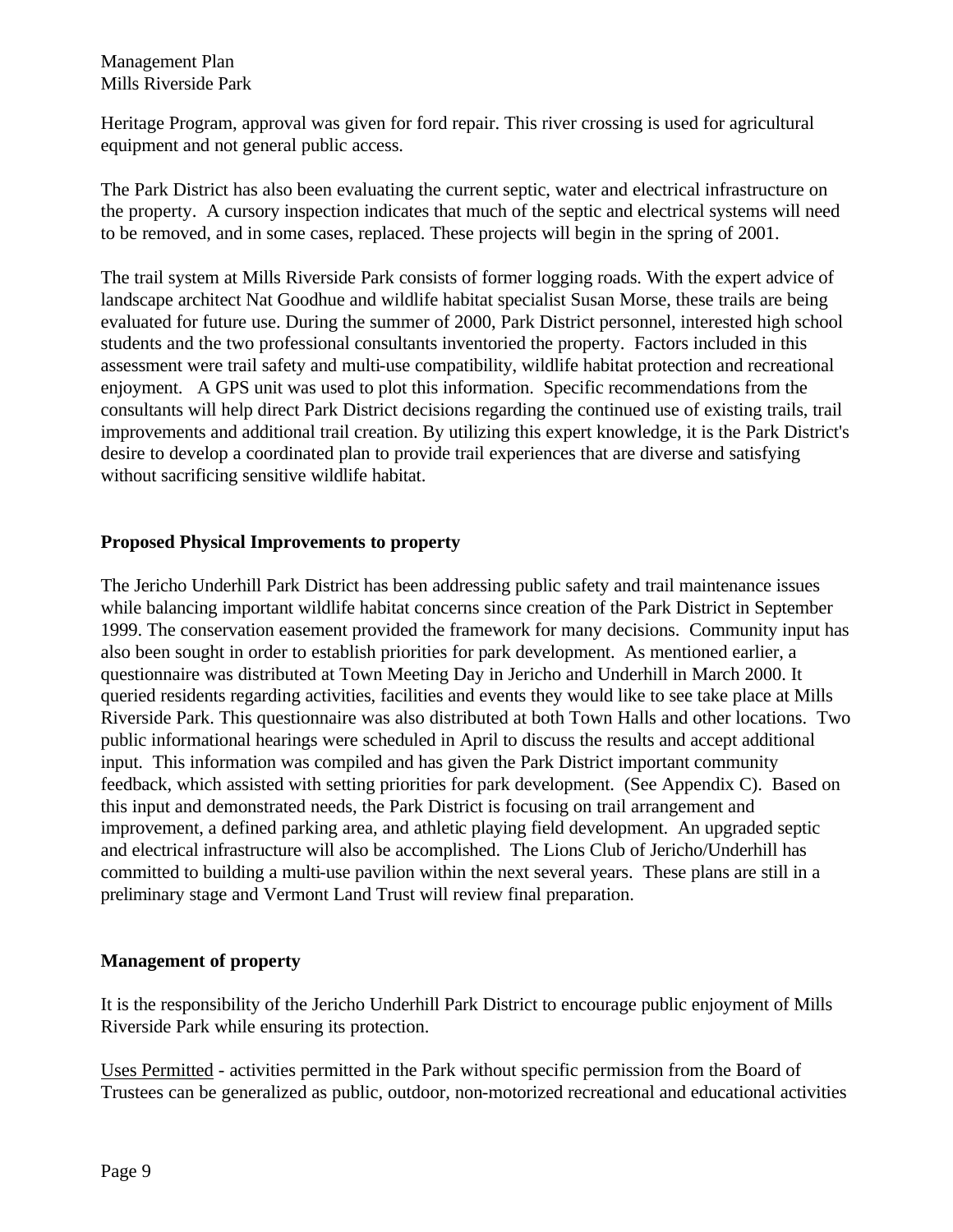Heritage Program, approval was given for ford repair. This river crossing is used for agricultural equipment and not general public access.

The Park District has also been evaluating the current septic, water and electrical infrastructure on the property. A cursory inspection indicates that much of the septic and electrical systems will need to be removed, and in some cases, replaced. These projects will begin in the spring of 2001.

The trail system at Mills Riverside Park consists of former logging roads. With the expert advice of landscape architect Nat Goodhue and wildlife habitat specialist Susan Morse, these trails are being evaluated for future use. During the summer of 2000, Park District personnel, interested high school students and the two professional consultants inventoried the property. Factors included in this assessment were trail safety and multi-use compatibility, wildlife habitat protection and recreational enjoyment. A GPS unit was used to plot this information. Specific recommendations from the consultants will help direct Park District decisions regarding the continued use of existing trails, trail improvements and additional trail creation. By utilizing this expert knowledge, it is the Park District's desire to develop a coordinated plan to provide trail experiences that are diverse and satisfying without sacrificing sensitive wildlife habitat.

**Proposed Physical Improvements to property**

The Jericho Underhill Park District has been addressing public safety and trail maintenance issues while balancing important wildlife habitat concerns since creation of the Park District in September 1999. The conservation easement provided the framework for many decisions. Community input has also been sought in order to establish priorities for park development. As mentioned earlier, a questionnaire was distributed at Town Meeting Day in Jericho and Underhill in March 2000. It queried residents regarding activities, facilities and events they would like to see take place at Mills Riverside Park. This questionnaire was also distributed at both Town Halls and other locations. Two public informational hearings were scheduled in April to discuss the results and accept additional input. This information was compiled and has given the Park District important community feedback, which assisted with setting priorities for park development. (See Appendix C). Based on this input and demonstrated needs, the Park District is focusing on trail arrangement and improvement, a defined parking area, and athletic playing field development. An upgraded septic and electrical infrastructure will also be accomplished. The Lions Club of Jericho/Underhill has committed to building a multi-use pavilion within the next several years. These plans are still in a preliminary stage and Vermont Land Trust will review final preparation.

**Management of property**

It is the responsibility of the Jericho Underhill Park District to encourage public enjoyment of Mills Riverside Park while ensuring its protection.

<u>Uses Permitted</u> - activities permitted in the Park without specific permission from the Board of Trustees can be generalized as public, outdoor, non-motorized recreational and educational activities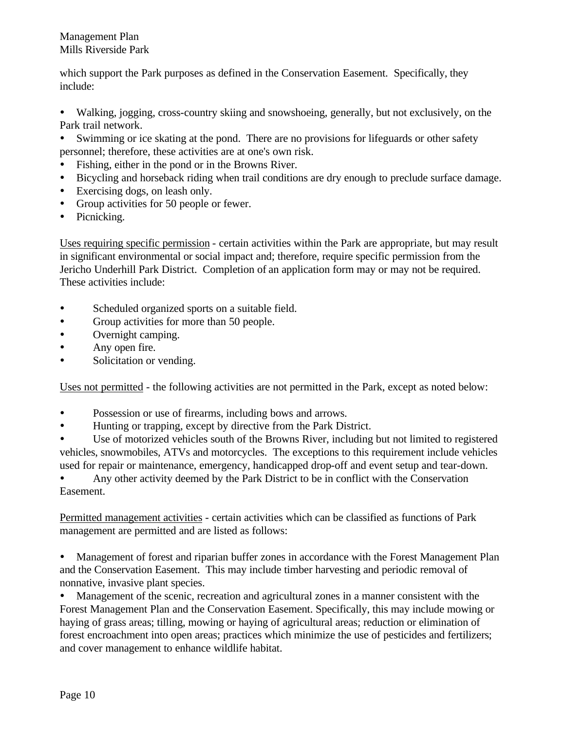which support the Park purposes as defined in the Conservation Easement. Specifically, they include:

- Walking, jogging, cross-country skiing and snowshoeing, generally, but not exclusively, on the Park trail network.
- Swimming or ice skating at the pond. There are no provisions for lifeguards or other safety personnel; therefore, these activities are at one's own risk.
- Fishing, either in the pond or in the Browns River.
- Bicycling and horseback riding when trail conditions are dry enough to preclude surface damage.
- Exercising dogs, on leash only.
- Group activities for 50 people or fewer.
- Picnicking.

<u>Uses requiring specific permission</u> - certain activities within the Park are appropriate, but may result in significant environmental or social impact and; therefore, require specific permission from the Jericho Underhill Park District. Completion of an application form may or may not be required. These activities include:

- Scheduled organized sports on a suitable field.
- Group activities for more than 50 people.
- Overnight camping.
- Any open fire.
- Solicitation or vending.

<u>Uses not permitted</u> - the following activities are not permitted in the Park, except as noted below:

- Possession or use of firearms, including bows and arrows.
- Hunting or trapping, except by directive from the Park District.
- Use of motorized vehicles south of the Browns River, including but not limited to registered vehicles, snowmobiles, ATVs and motorcycles. The exceptions to this requirement include vehicles used for repair or maintenance, emergency, handicapped drop-off and event setup and tear-down.
- Any other activity deemed by the Park District to be in conflict with the Conservation Easement.

<u>Permitted management activities</u> - certain activities which can be classified as functions of Park management are permitted and are listed as follows:

- Management of forest and riparian buffer zones in accordance with the Forest Management Plan and the Conservation Easement. This may include timber harvesting and periodic removal of nonnative, invasive plant species.
- Management of the scenic, recreation and agricultural zones in a manner consistent with the Forest Management Plan and the Conservation Easement. Specifically, this may include mowing or haying of grass areas; tilling, mowing or haying of agricultural areas; reduction or elimination of forest encroachment into open areas; practices which minimize the use of pesticides and fertilizers; and cover management to enhance wildlife habitat.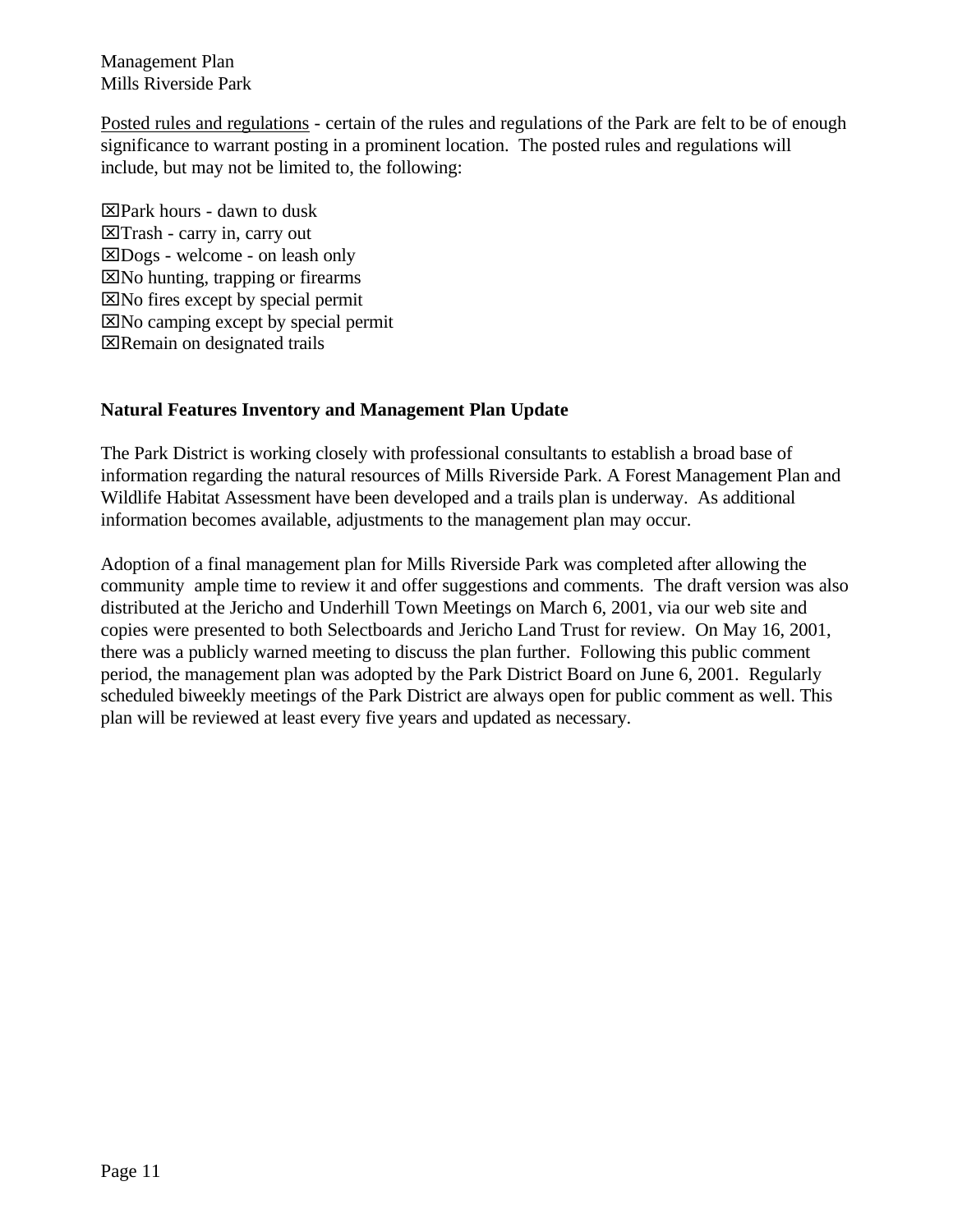Posted rules and regulations - certain of the rules and regulations of the Park are felt to be of enough significance to warrant posting in a prominent location. The posted rules and regulations will include, but may not be limited to, the following:

☒Park hours - dawn to dusk
☒Trash - carry in, carry out
☒Dogs - welcome - on leash only
☒No hunting, trapping or firearms
☒No fires except by special permit
☒No camping except by special permit
☒Remain on designated trails

**Natural Features Inventory and Management Plan Update**

The Park District is working closely with professional consultants to establish a broad base of information regarding the natural resources of Mills Riverside Park. A Forest Management Plan and Wildlife Habitat Assessment have been developed and a trails plan is underway. As additional information becomes available, adjustments to the management plan may occur.

Adoption of a final management plan for Mills Riverside Park was completed after allowing the community ample time to review it and offer suggestions and comments. The draft version was also distributed at the Jericho and Underhill Town Meetings on March 6, 2001, via our web site and copies were presented to both Selectboards and Jericho Land Trust for review. On May 16, 2001, there was a publicly warned meeting to discuss the plan further. Following this public comment period, the management plan was adopted by the Park District Board on June 6, 2001. Regularly scheduled biweekly meetings of the Park District are always open for public comment as well. This plan will be reviewed at least every five years and updated as necessary.